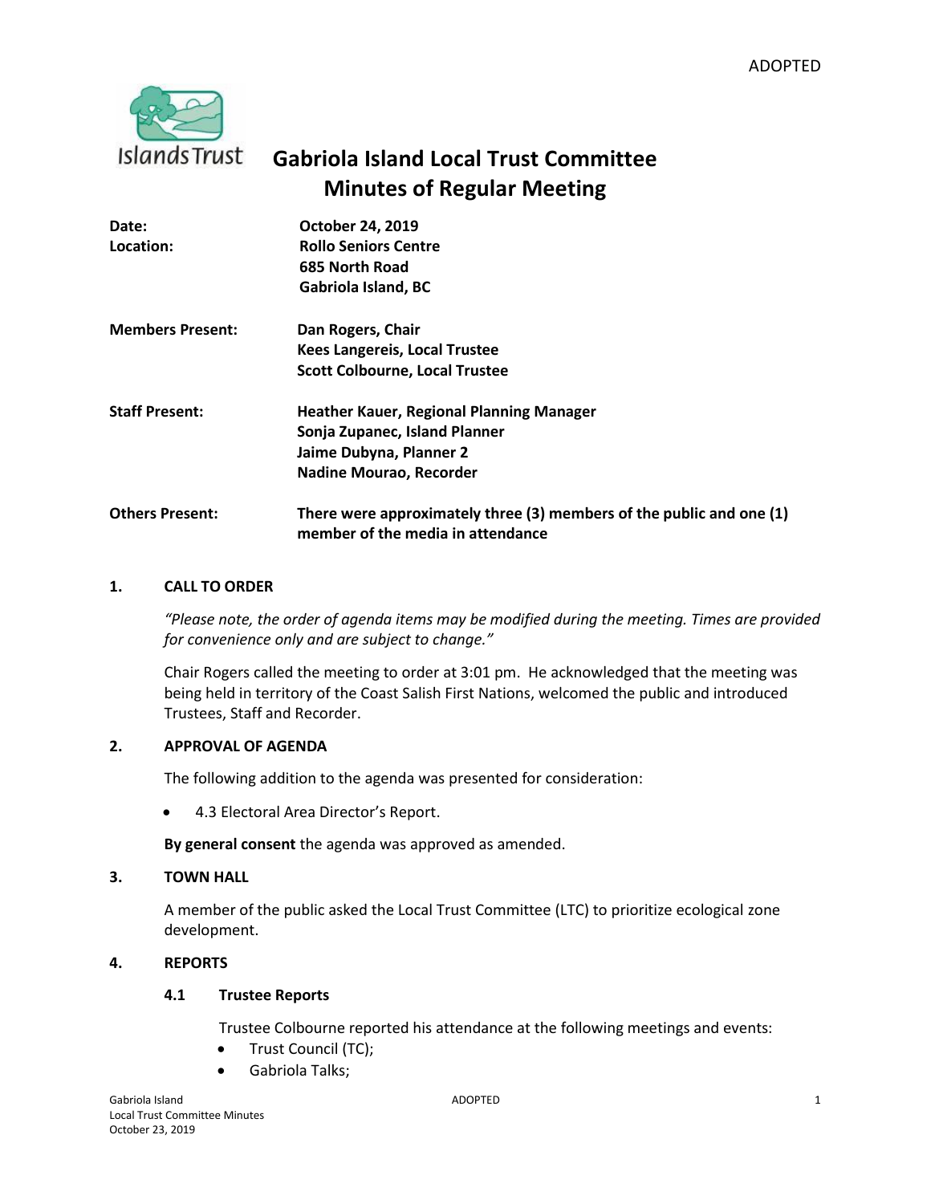ADOPTED

# Gabriola Island Local Trust Committee
## Minutes of Regular Meeting

**Date:** October 24, 2019

**Location:** Rollo Seniors Centre
685 North Road
Gabriola Island, BC

**Members Present:** Dan Rogers, Chair
Kees Langereis, Local Trustee
Scott Colbourne, Local Trustee

**Staff Present:** Heather Kauer, Regional Planning Manager
Sonja Zupanec, Island Planner
Jaime Dubyna, Planner 2
Nadine Mourao, Recorder

**Others Present:** There were approximately three (3) members of the public and one (1) member of the media in attendance

### 1. CALL TO ORDER

*"Please note, the order of agenda items may be modified during the meeting. Times are provided for convenience only and are subject to change."*

Chair Rogers called the meeting to order at 3:01 pm. He acknowledged that the meeting was being held in territory of the Coast Salish First Nations, welcomed the public and introduced Trustees, Staff and Recorder.

### 2. APPROVAL OF AGENDA

The following addition to the agenda was presented for consideration:

- 4.3 Electoral Area Director's Report.

**By general consent** the agenda was approved as amended.

### 3. TOWN HALL

A member of the public asked the Local Trust Committee (LTC) to prioritize ecological zone development.

### 4. REPORTS

#### 4.1 Trustee Reports

Trustee Colbourne reported his attendance at the following meetings and events:

- Trust Council (TC);
- Gabriola Talks;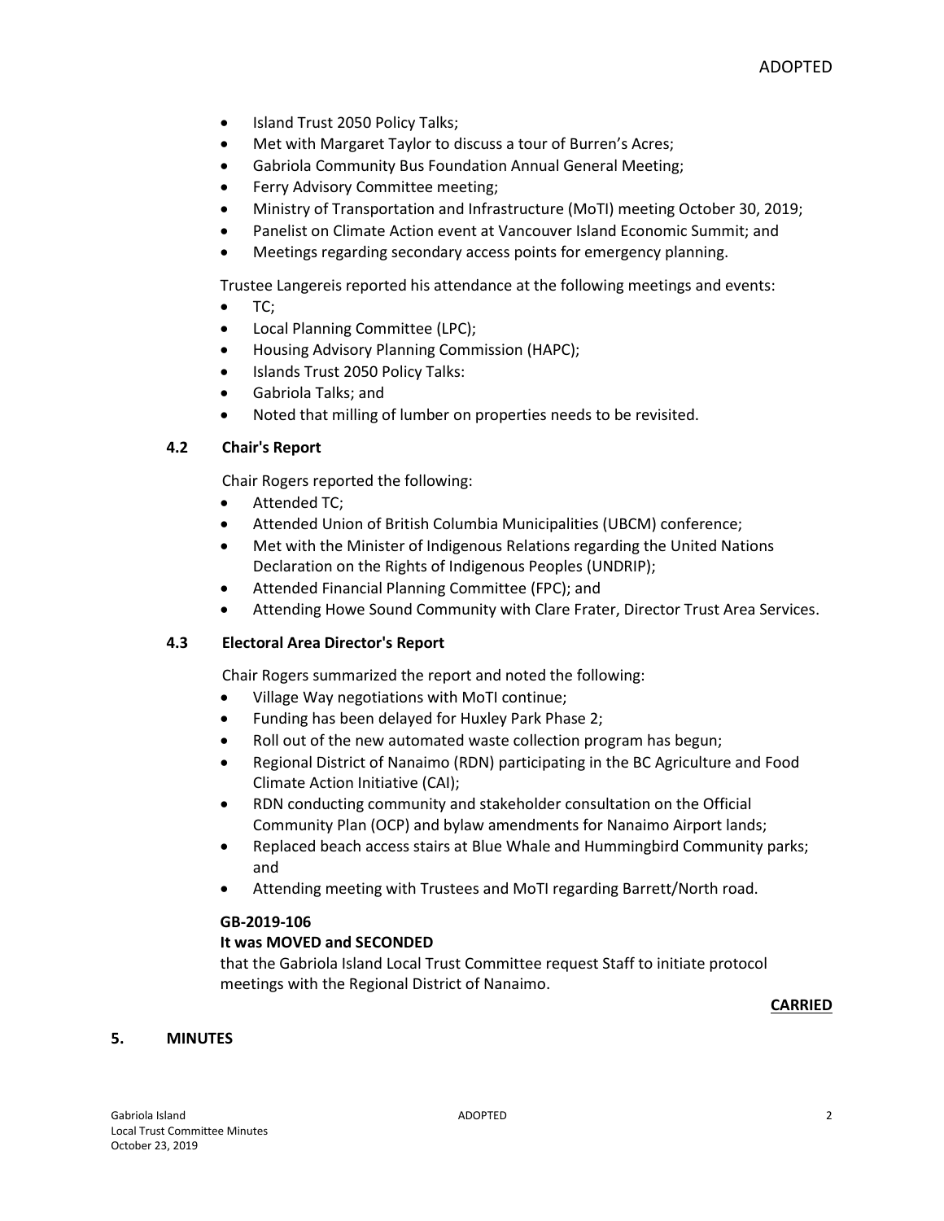- Island Trust 2050 Policy Talks;
- Met with Margaret Taylor to discuss a tour of Burren's Acres;
- Gabriola Community Bus Foundation Annual General Meeting;
- Ferry Advisory Committee meeting;
- Ministry of Transportation and Infrastructure (MoTI) meeting October 30, 2019;
- Panelist on Climate Action event at Vancouver Island Economic Summit; and
- Meetings regarding secondary access points for emergency planning.

Trustee Langereis reported his attendance at the following meetings and events:

- TC;
- Local Planning Committee (LPC);
- Housing Advisory Planning Commission (HAPC);
- Islands Trust 2050 Policy Talks:
- Gabriola Talks; and
- Noted that milling of lumber on properties needs to be revisited.

### 4.2 Chair's Report

Chair Rogers reported the following:

- Attended TC;
- Attended Union of British Columbia Municipalities (UBCM) conference;
- Met with the Minister of Indigenous Relations regarding the United Nations Declaration on the Rights of Indigenous Peoples (UNDRIP);
- Attended Financial Planning Committee (FPC); and
- Attending Howe Sound Community with Clare Frater, Director Trust Area Services.

### 4.3 Electoral Area Director's Report

Chair Rogers summarized the report and noted the following:

- Village Way negotiations with MoTI continue;
- Funding has been delayed for Huxley Park Phase 2;
- Roll out of the new automated waste collection program has begun;
- Regional District of Nanaimo (RDN) participating in the BC Agriculture and Food Climate Action Initiative (CAI);
- RDN conducting community and stakeholder consultation on the Official Community Plan (OCP) and bylaw amendments for Nanaimo Airport lands;
- Replaced beach access stairs at Blue Whale and Hummingbird Community parks; and
- Attending meeting with Trustees and MoTI regarding Barrett/North road.

**GB-2019-106**
**It was MOVED and SECONDED**
that the Gabriola Island Local Trust Committee request Staff to initiate protocol meetings with the Regional District of Nanaimo.

**CARRIED**

## 5. MINUTES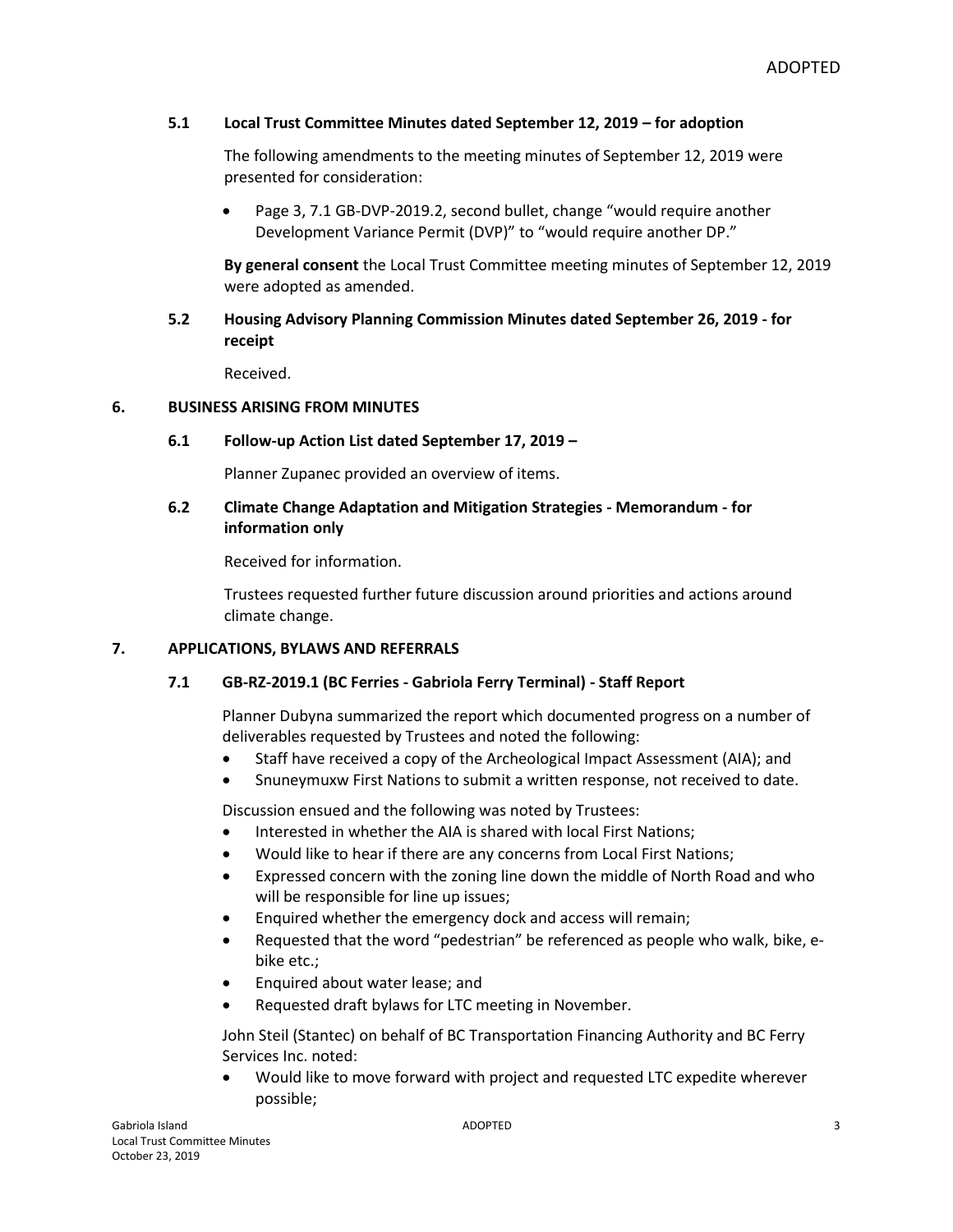### 5.1 Local Trust Committee Minutes dated September 12, 2019 – for adoption

The following amendments to the meeting minutes of September 12, 2019 were presented for consideration:

- Page 3, 7.1 GB-DVP-2019.2, second bullet, change "would require another Development Variance Permit (DVP)" to "would require another DP."

**By general consent** the Local Trust Committee meeting minutes of September 12, 2019 were adopted as amended.

### 5.2 Housing Advisory Planning Commission Minutes dated September 26, 2019 - for receipt

Received.

## 6. BUSINESS ARISING FROM MINUTES

### 6.1 Follow-up Action List dated September 17, 2019 –

Planner Zupanec provided an overview of items.

### 6.2 Climate Change Adaptation and Mitigation Strategies - Memorandum - for information only

Received for information.

Trustees requested further future discussion around priorities and actions around climate change.

## 7. APPLICATIONS, BYLAWS AND REFERRALS

### 7.1 GB-RZ-2019.1 (BC Ferries - Gabriola Ferry Terminal) - Staff Report

Planner Dubyna summarized the report which documented progress on a number of deliverables requested by Trustees and noted the following:

- Staff have received a copy of the Archeological Impact Assessment (AIA); and
- Snuneymuxw First Nations to submit a written response, not received to date.

Discussion ensued and the following was noted by Trustees:

- Interested in whether the AIA is shared with local First Nations;
- Would like to hear if there are any concerns from Local First Nations;
- Expressed concern with the zoning line down the middle of North Road and who will be responsible for line up issues;
- Enquired whether the emergency dock and access will remain;
- Requested that the word "pedestrian" be referenced as people who walk, bike, e-bike etc.;
- Enquired about water lease; and
- Requested draft bylaws for LTC meeting in November.

John Steil (Stantec) on behalf of BC Transportation Financing Authority and BC Ferry Services Inc. noted:

- Would like to move forward with project and requested LTC expedite wherever possible;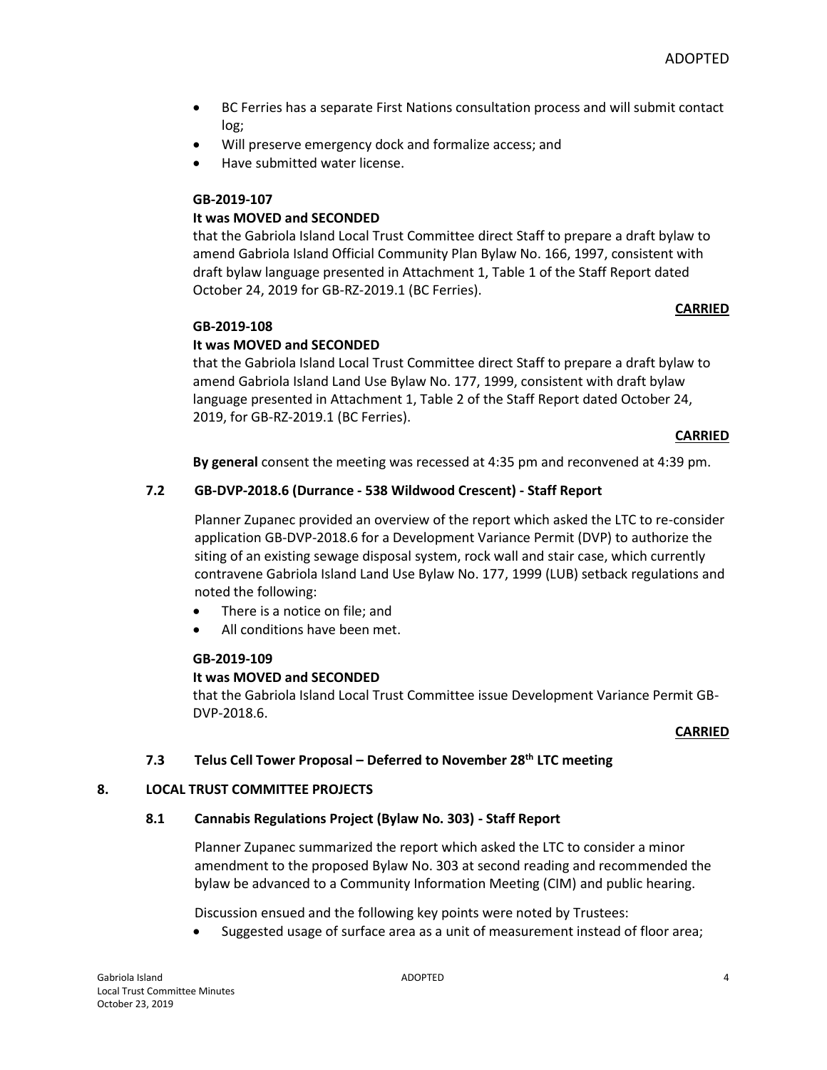- BC Ferries has a separate First Nations consultation process and will submit contact log;
- Will preserve emergency dock and formalize access; and
- Have submitted water license.

**GB-2019-107**

**It was MOVED and SECONDED**

that the Gabriola Island Local Trust Committee direct Staff to prepare a draft bylaw to amend Gabriola Island Official Community Plan Bylaw No. 166, 1997, consistent with draft bylaw language presented in Attachment 1, Table 1 of the Staff Report dated October 24, 2019 for GB-RZ-2019.1 (BC Ferries).

**CARRIED**

**GB-2019-108**

**It was MOVED and SECONDED**

that the Gabriola Island Local Trust Committee direct Staff to prepare a draft bylaw to amend Gabriola Island Land Use Bylaw No. 177, 1999, consistent with draft bylaw language presented in Attachment 1, Table 2 of the Staff Report dated October 24, 2019, for GB-RZ-2019.1 (BC Ferries).

**CARRIED**

**By general** consent the meeting was recessed at 4:35 pm and reconvened at 4:39 pm.

### 7.2 GB-DVP-2018.6 (Durrance - 538 Wildwood Crescent) - Staff Report

Planner Zupanec provided an overview of the report which asked the LTC to re-consider application GB-DVP-2018.6 for a Development Variance Permit (DVP) to authorize the siting of an existing sewage disposal system, rock wall and stair case, which currently contravene Gabriola Island Land Use Bylaw No. 177, 1999 (LUB) setback regulations and noted the following:

- There is a notice on file; and
- All conditions have been met.

**GB-2019-109**

**It was MOVED and SECONDED**

that the Gabriola Island Local Trust Committee issue Development Variance Permit GB-DVP-2018.6.

**CARRIED**

### 7.3 Telus Cell Tower Proposal – Deferred to November 28th LTC meeting

## 8. LOCAL TRUST COMMITTEE PROJECTS

### 8.1 Cannabis Regulations Project (Bylaw No. 303) - Staff Report

Planner Zupanec summarized the report which asked the LTC to consider a minor amendment to the proposed Bylaw No. 303 at second reading and recommended the bylaw be advanced to a Community Information Meeting (CIM) and public hearing.

Discussion ensued and the following key points were noted by Trustees:

- Suggested usage of surface area as a unit of measurement instead of floor area;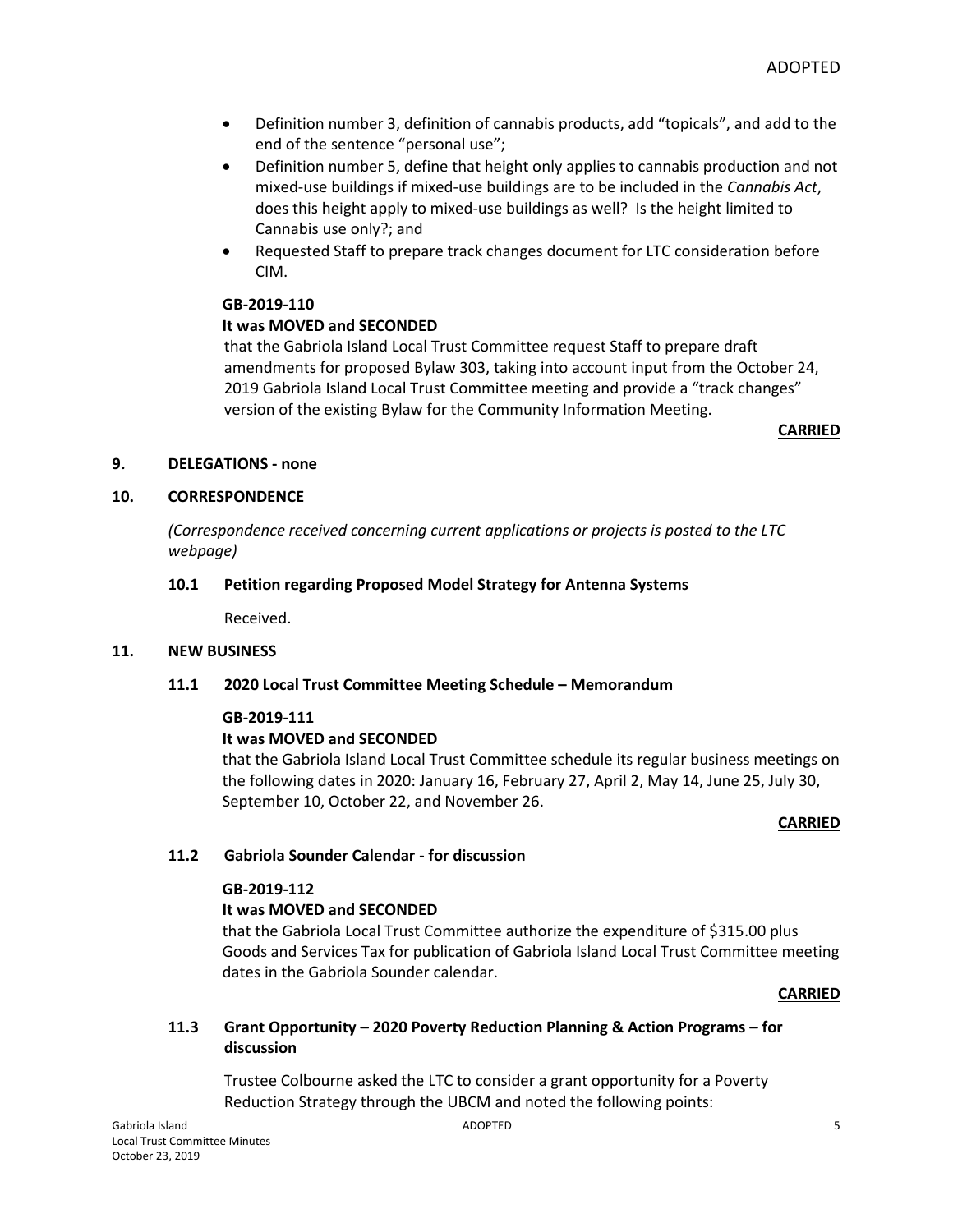- Definition number 3, definition of cannabis products, add "topicals", and add to the end of the sentence "personal use";
- Definition number 5, define that height only applies to cannabis production and not mixed-use buildings if mixed-use buildings are to be included in the *Cannabis Act*, does this height apply to mixed-use buildings as well? Is the height limited to Cannabis use only?; and
- Requested Staff to prepare track changes document for LTC consideration before CIM.

**GB-2019-110**
**It was MOVED and SECONDED**
that the Gabriola Island Local Trust Committee request Staff to prepare draft amendments for proposed Bylaw 303, taking into account input from the October 24, 2019 Gabriola Island Local Trust Committee meeting and provide a "track changes" version of the existing Bylaw for the Community Information Meeting.

**CARRIED**

## 9. DELEGATIONS - none

## 10. CORRESPONDENCE

*(Correspondence received concerning current applications or projects is posted to the LTC webpage)*

### 10.1 Petition regarding Proposed Model Strategy for Antenna Systems

Received.

## 11. NEW BUSINESS

### 11.1 2020 Local Trust Committee Meeting Schedule – Memorandum

**GB-2019-111**
**It was MOVED and SECONDED**
that the Gabriola Island Local Trust Committee schedule its regular business meetings on the following dates in 2020: January 16, February 27, April 2, May 14, June 25, July 30, September 10, October 22, and November 26.

**CARRIED**

### 11.2 Gabriola Sounder Calendar - for discussion

**GB-2019-112**
**It was MOVED and SECONDED**
that the Gabriola Local Trust Committee authorize the expenditure of $315.00 plus Goods and Services Tax for publication of Gabriola Island Local Trust Committee meeting dates in the Gabriola Sounder calendar.

**CARRIED**

### 11.3 Grant Opportunity – 2020 Poverty Reduction Planning & Action Programs – for discussion

Trustee Colbourne asked the LTC to consider a grant opportunity for a Poverty Reduction Strategy through the UBCM and noted the following points: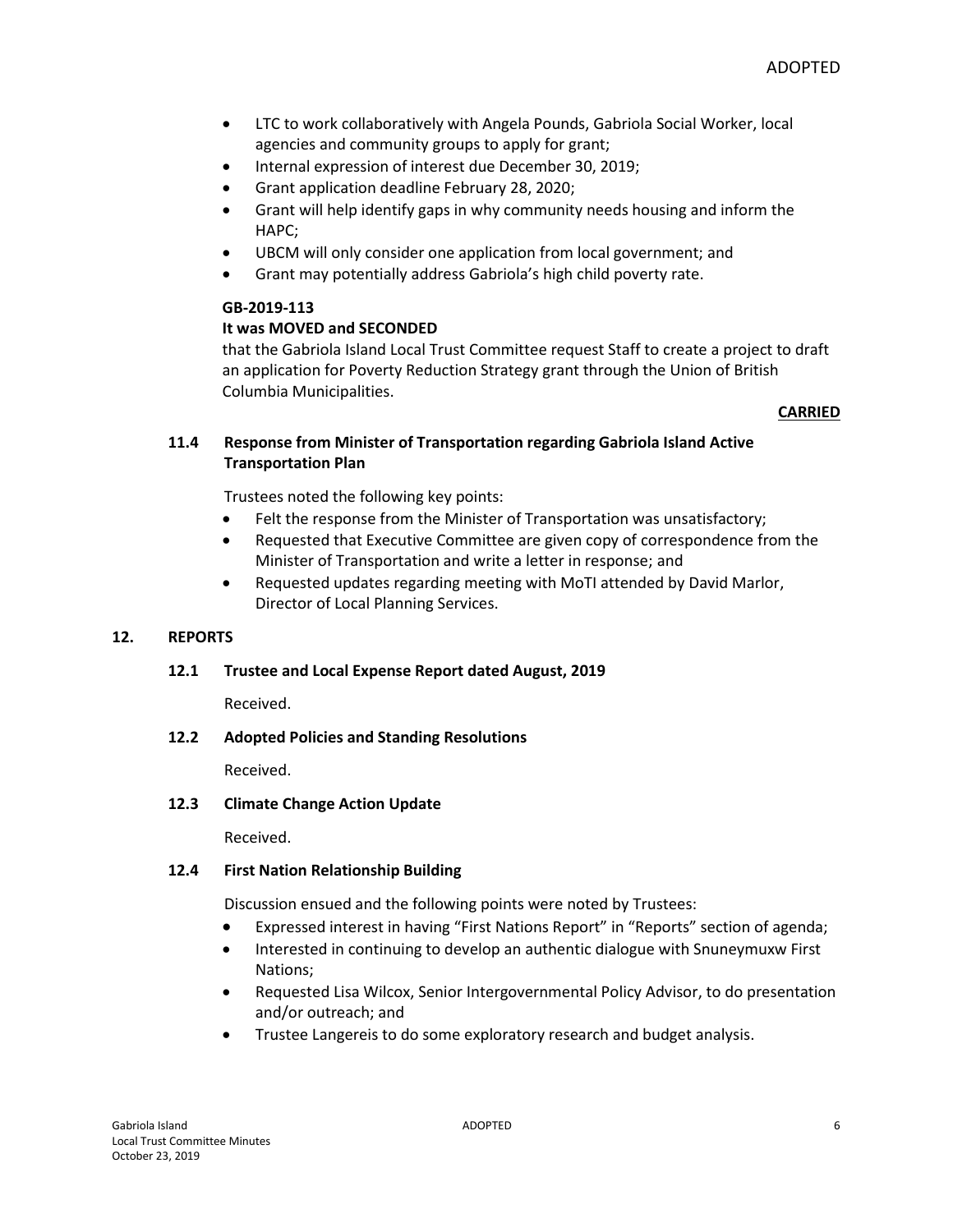- LTC to work collaboratively with Angela Pounds, Gabriola Social Worker, local agencies and community groups to apply for grant;
- Internal expression of interest due December 30, 2019;
- Grant application deadline February 28, 2020;
- Grant will help identify gaps in why community needs housing and inform the HAPC;
- UBCM will only consider one application from local government; and
- Grant may potentially address Gabriola's high child poverty rate.

**GB-2019-113**
**It was MOVED and SECONDED**
that the Gabriola Island Local Trust Committee request Staff to create a project to draft an application for Poverty Reduction Strategy grant through the Union of British Columbia Municipalities.

**CARRIED**

### 11.4 Response from Minister of Transportation regarding Gabriola Island Active Transportation Plan

Trustees noted the following key points:

- Felt the response from the Minister of Transportation was unsatisfactory;
- Requested that Executive Committee are given copy of correspondence from the Minister of Transportation and write a letter in response; and
- Requested updates regarding meeting with MoTI attended by David Marlor, Director of Local Planning Services.

## 12. REPORTS

### 12.1 Trustee and Local Expense Report dated August, 2019

Received.

### 12.2 Adopted Policies and Standing Resolutions

Received.

### 12.3 Climate Change Action Update

Received.

### 12.4 First Nation Relationship Building

Discussion ensued and the following points were noted by Trustees:

- Expressed interest in having "First Nations Report" in "Reports" section of agenda;
- Interested in continuing to develop an authentic dialogue with Snuneymuxw First Nations;
- Requested Lisa Wilcox, Senior Intergovernmental Policy Advisor, to do presentation and/or outreach; and
- Trustee Langereis to do some exploratory research and budget analysis.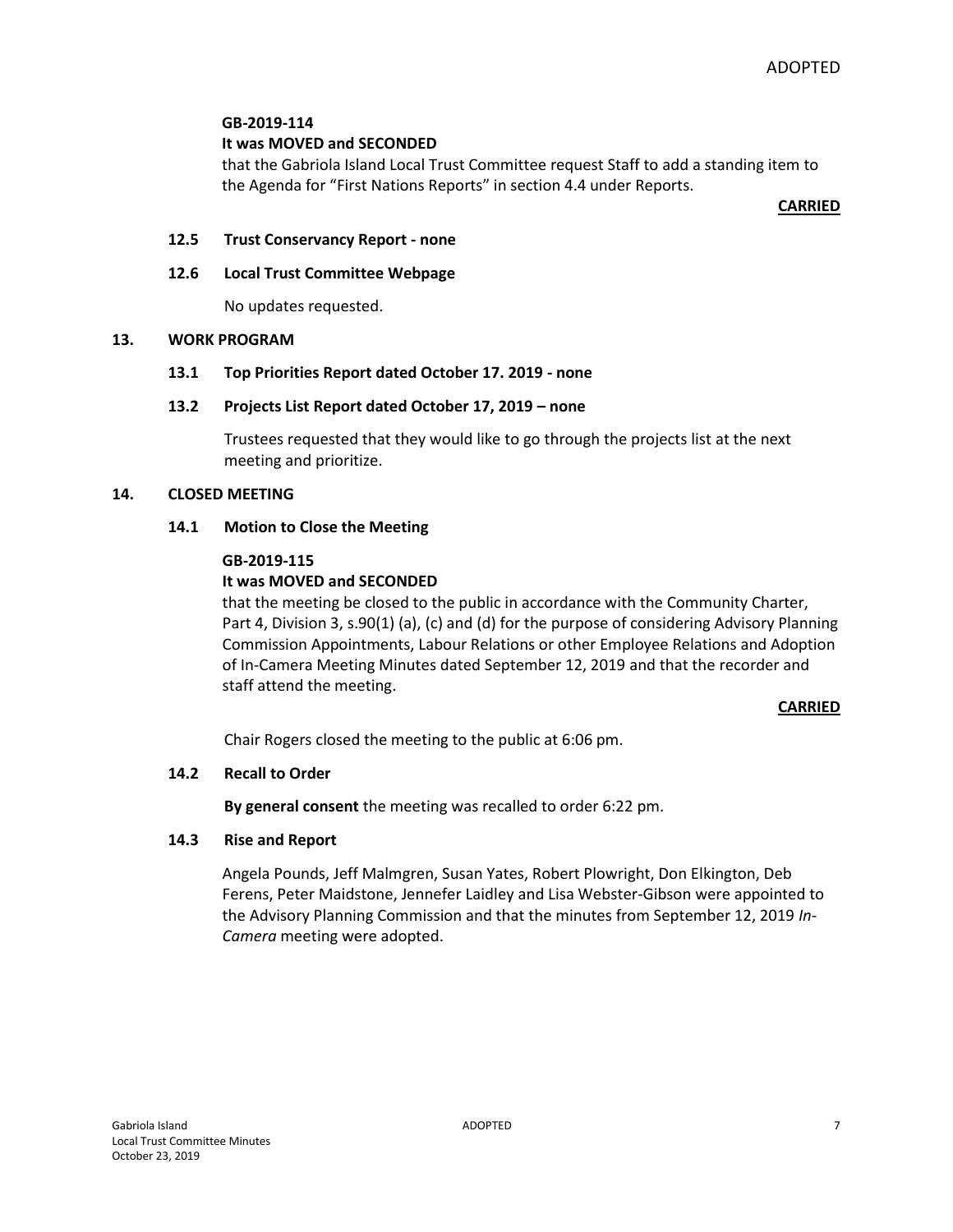**GB-2019-114**

**It was MOVED and SECONDED**

that the Gabriola Island Local Trust Committee request Staff to add a standing item to the Agenda for "First Nations Reports" in section 4.4 under Reports.

**CARRIED**

### 12.5 Trust Conservancy Report - none

### 12.6 Local Trust Committee Webpage

No updates requested.

## 13. WORK PROGRAM

### 13.1 Top Priorities Report dated October 17. 2019 - none

### 13.2 Projects List Report dated October 17, 2019 – none

Trustees requested that they would like to go through the projects list at the next meeting and prioritize.

## 14. CLOSED MEETING

### 14.1 Motion to Close the Meeting

**GB-2019-115**

**It was MOVED and SECONDED**

that the meeting be closed to the public in accordance with the Community Charter, Part 4, Division 3, s.90(1) (a), (c) and (d) for the purpose of considering Advisory Planning Commission Appointments, Labour Relations or other Employee Relations and Adoption of In-Camera Meeting Minutes dated September 12, 2019 and that the recorder and staff attend the meeting.

**CARRIED**

Chair Rogers closed the meeting to the public at 6:06 pm.

### 14.2 Recall to Order

**By general consent** the meeting was recalled to order 6:22 pm.

### 14.3 Rise and Report

Angela Pounds, Jeff Malmgren, Susan Yates, Robert Plowright, Don Elkington, Deb Ferens, Peter Maidstone, Jennefer Laidley and Lisa Webster-Gibson were appointed to the Advisory Planning Commission and that the minutes from September 12, 2019 *In-Camera* meeting were adopted.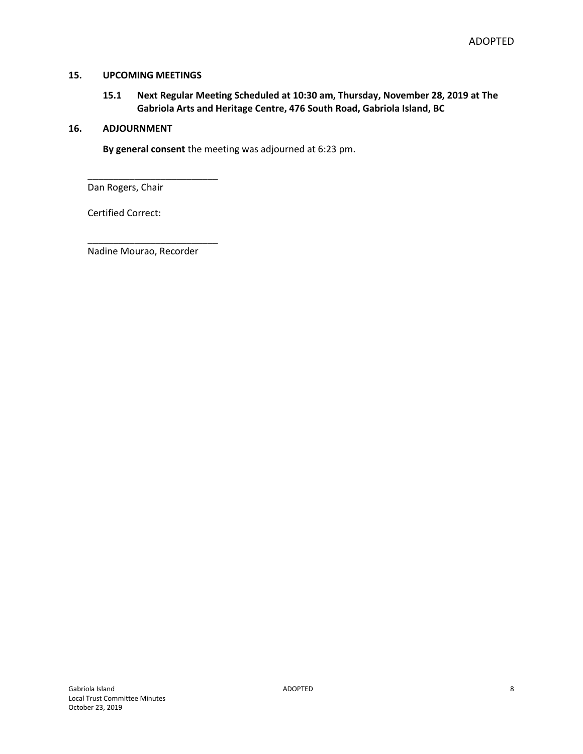## 15. UPCOMING MEETINGS

### 15.1 Next Regular Meeting Scheduled at 10:30 am, Thursday, November 28, 2019 at The Gabriola Arts and Heritage Centre, 476 South Road, Gabriola Island, BC

## 16. ADJOURNMENT

**By general consent** the meeting was adjourned at 6:23 pm.

_________________________

Dan Rogers, Chair

Certified Correct:

_________________________

Nadine Mourao, Recorder